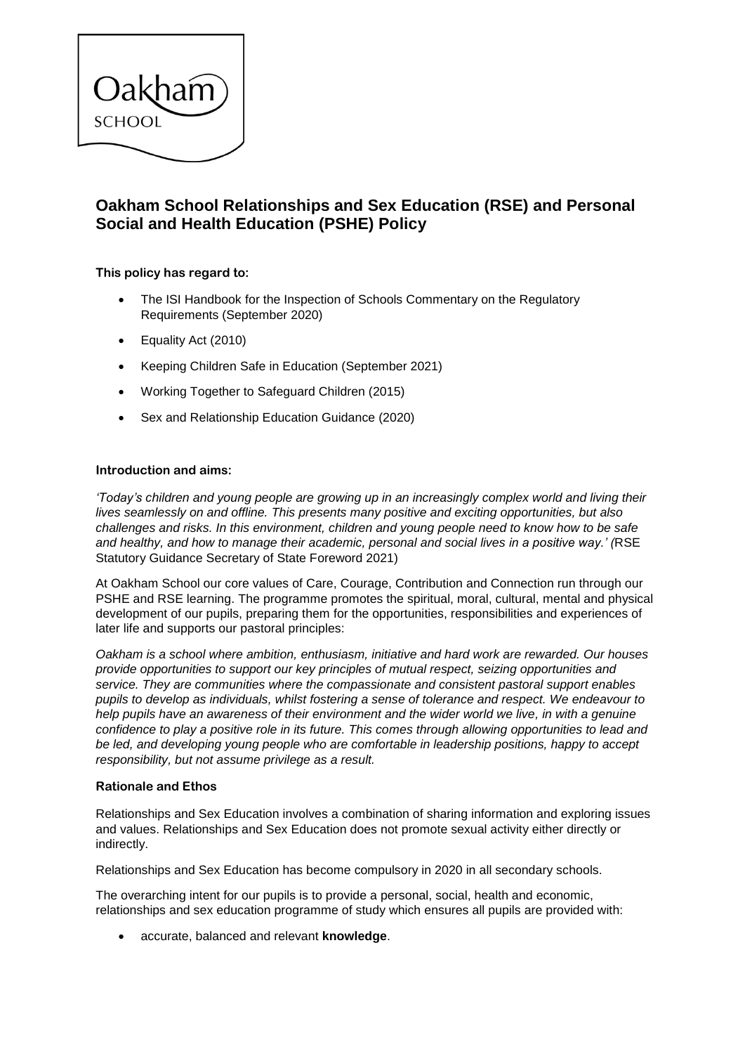Oakham SCHOOL

# Oakham School Relationships and Sex Education (RSE) and Personal Social and Health Education (PSHE) Policy

**This policy has regard to:**

- The ISI Handbook for the Inspection of Schools Commentary on the Regulatory Requirements (September 2020)
- Equality Act (2010)
- Keeping Children Safe in Education (September 2021)
- Working Together to Safeguard Children (2015)
- Sex and Relationship Education Guidance (2020)

**Introduction and aims:**

*'Today's children and young people are growing up in an increasingly complex world and living their lives seamlessly on and offline. This presents many positive and exciting opportunities, but also challenges and risks. In this environment, children and young people need to know how to be safe and healthy, and how to manage their academic, personal and social lives in a positive way.' (*RSE Statutory Guidance Secretary of State Foreword 2021)

At Oakham School our core values of Care, Courage, Contribution and Connection run through our PSHE and RSE learning. The programme promotes the spiritual, moral, cultural, mental and physical development of our pupils, preparing them for the opportunities, responsibilities and experiences of later life and supports our pastoral principles:

*Oakham is a school where ambition, enthusiasm, initiative and hard work are rewarded. Our houses provide opportunities to support our key principles of mutual respect, seizing opportunities and service. They are communities where the compassionate and consistent pastoral support enables pupils to develop as individuals, whilst fostering a sense of tolerance and respect. We endeavour to help pupils have an awareness of their environment and the wider world we live, in with a genuine confidence to play a positive role in its future. This comes through allowing opportunities to lead and be led, and developing young people who are comfortable in leadership positions, happy to accept responsibility, but not assume privilege as a result.*

**Rationale and Ethos**

Relationships and Sex Education involves a combination of sharing information and exploring issues and values. Relationships and Sex Education does not promote sexual activity either directly or indirectly.

Relationships and Sex Education has become compulsory in 2020 in all secondary schools.

The overarching intent for our pupils is to provide a personal, social, health and economic, relationships and sex education programme of study which ensures all pupils are provided with:

- accurate, balanced and relevant **knowledge**.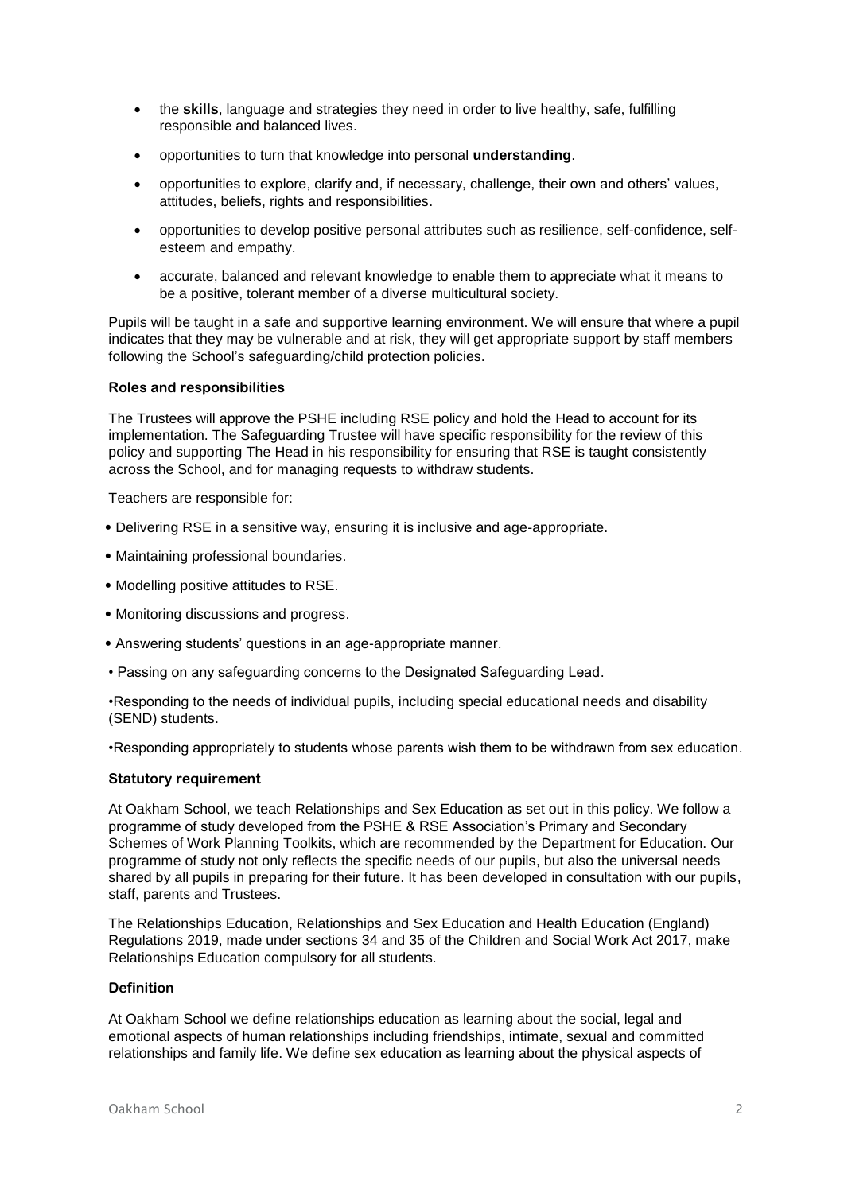- the **skills**, language and strategies they need in order to live healthy, safe, fulfilling responsible and balanced lives.
- opportunities to turn that knowledge into personal **understanding**.
- opportunities to explore, clarify and, if necessary, challenge, their own and others' values, attitudes, beliefs, rights and responsibilities.
- opportunities to develop positive personal attributes such as resilience, self-confidence, self-esteem and empathy.
- accurate, balanced and relevant knowledge to enable them to appreciate what it means to be a positive, tolerant member of a diverse multicultural society.

Pupils will be taught in a safe and supportive learning environment. We will ensure that where a pupil indicates that they may be vulnerable and at risk, they will get appropriate support by staff members following the School's safeguarding/child protection policies.

**Roles and responsibilities**

The Trustees will approve the PSHE including RSE policy and hold the Head to account for its implementation. The Safeguarding Trustee will have specific responsibility for the review of this policy and supporting The Head in his responsibility for ensuring that RSE is taught consistently across the School, and for managing requests to withdraw students.

Teachers are responsible for:

- Delivering RSE in a sensitive way, ensuring it is inclusive and age-appropriate.
- Maintaining professional boundaries.
- Modelling positive attitudes to RSE.
- Monitoring discussions and progress.
- Answering students' questions in an age-appropriate manner.
- Passing on any safeguarding concerns to the Designated Safeguarding Lead.
- Responding to the needs of individual pupils, including special educational needs and disability (SEND) students.
- Responding appropriately to students whose parents wish them to be withdrawn from sex education.

**Statutory requirement**

At Oakham School, we teach Relationships and Sex Education as set out in this policy. We follow a programme of study developed from the PSHE & RSE Association's Primary and Secondary Schemes of Work Planning Toolkits, which are recommended by the Department for Education. Our programme of study not only reflects the specific needs of our pupils, but also the universal needs shared by all pupils in preparing for their future. It has been developed in consultation with our pupils, staff, parents and Trustees.

The Relationships Education, Relationships and Sex Education and Health Education (England) Regulations 2019, made under sections 34 and 35 of the Children and Social Work Act 2017, make Relationships Education compulsory for all students.

**Definition**

At Oakham School we define relationships education as learning about the social, legal and emotional aspects of human relationships including friendships, intimate, sexual and committed relationships and family life. We define sex education as learning about the physical aspects of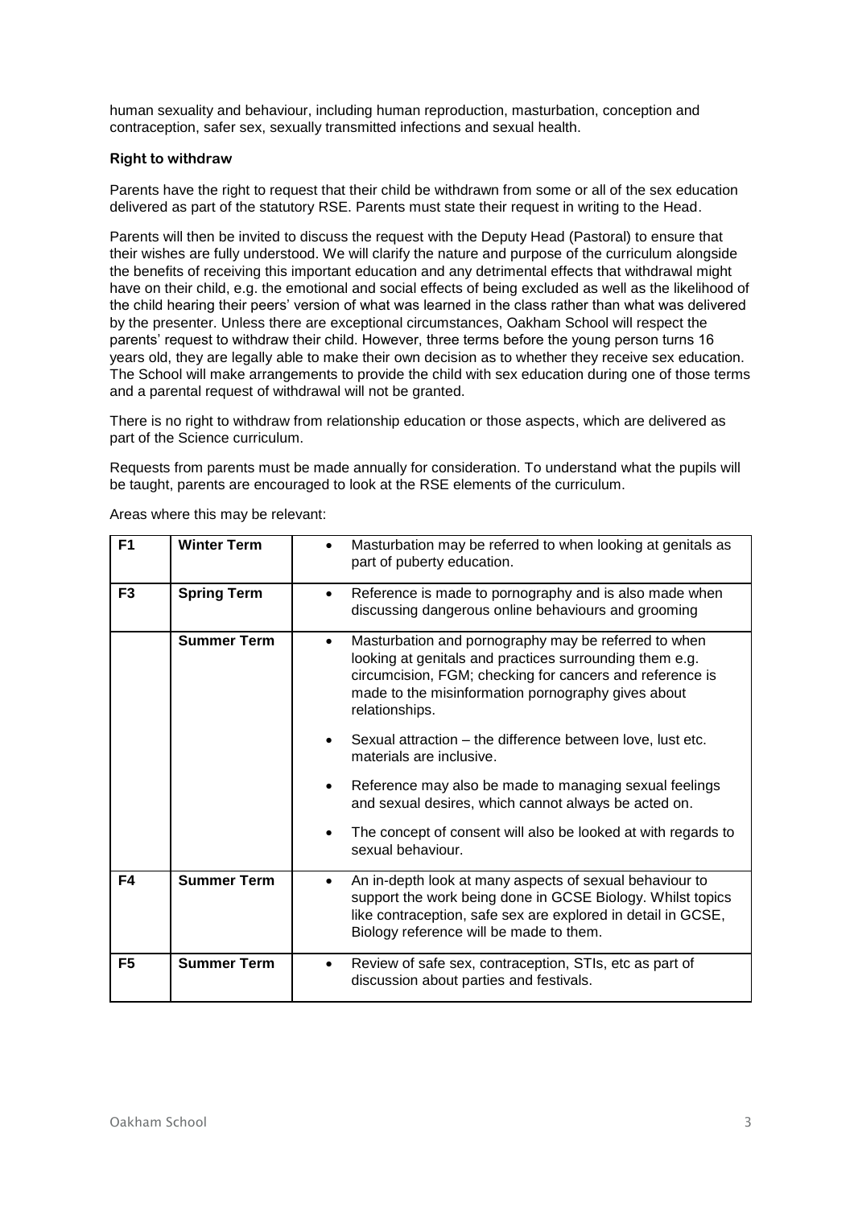human sexuality and behaviour, including human reproduction, masturbation, conception and contraception, safer sex, sexually transmitted infections and sexual health.

**Right to withdraw**

Parents have the right to request that their child be withdrawn from some or all of the sex education delivered as part of the statutory RSE. Parents must state their request in writing to the Head.

Parents will then be invited to discuss the request with the Deputy Head (Pastoral) to ensure that their wishes are fully understood. We will clarify the nature and purpose of the curriculum alongside the benefits of receiving this important education and any detrimental effects that withdrawal might have on their child, e.g. the emotional and social effects of being excluded as well as the likelihood of the child hearing their peers' version of what was learned in the class rather than what was delivered by the presenter. Unless there are exceptional circumstances, Oakham School will respect the parents' request to withdraw their child. However, three terms before the young person turns 16 years old, they are legally able to make their own decision as to whether they receive sex education. The School will make arrangements to provide the child with sex education during one of those terms and a parental request of withdrawal will not be granted.

There is no right to withdraw from relationship education or those aspects, which are delivered as part of the Science curriculum.

Requests from parents must be made annually for consideration. To understand what the pupils will be taught, parents are encouraged to look at the RSE elements of the curriculum.

Areas where this may be relevant:

| | | |
|---|---|---|
| **F1** | **Winter Term** | • Masturbation may be referred to when looking at genitals as part of puberty education. |
| **F3** | **Spring Term** | • Reference is made to pornography and is also made when discussing dangerous online behaviours and grooming |
| | **Summer Term** | • Masturbation and pornography may be referred to when looking at genitals and practices surrounding them e.g. circumcision, FGM; checking for cancers and reference is made to the misinformation pornography gives about relationships.<br>• Sexual attraction – the difference between love, lust etc. materials are inclusive.<br>• Reference may also be made to managing sexual feelings and sexual desires, which cannot always be acted on.<br>• The concept of consent will also be looked at with regards to sexual behaviour. |
| **F4** | **Summer Term** | • An in-depth look at many aspects of sexual behaviour to support the work being done in GCSE Biology. Whilst topics like contraception, safe sex are explored in detail in GCSE, Biology reference will be made to them. |
| **F5** | **Summer Term** | • Review of safe sex, contraception, STIs, etc as part of discussion about parties and festivals. |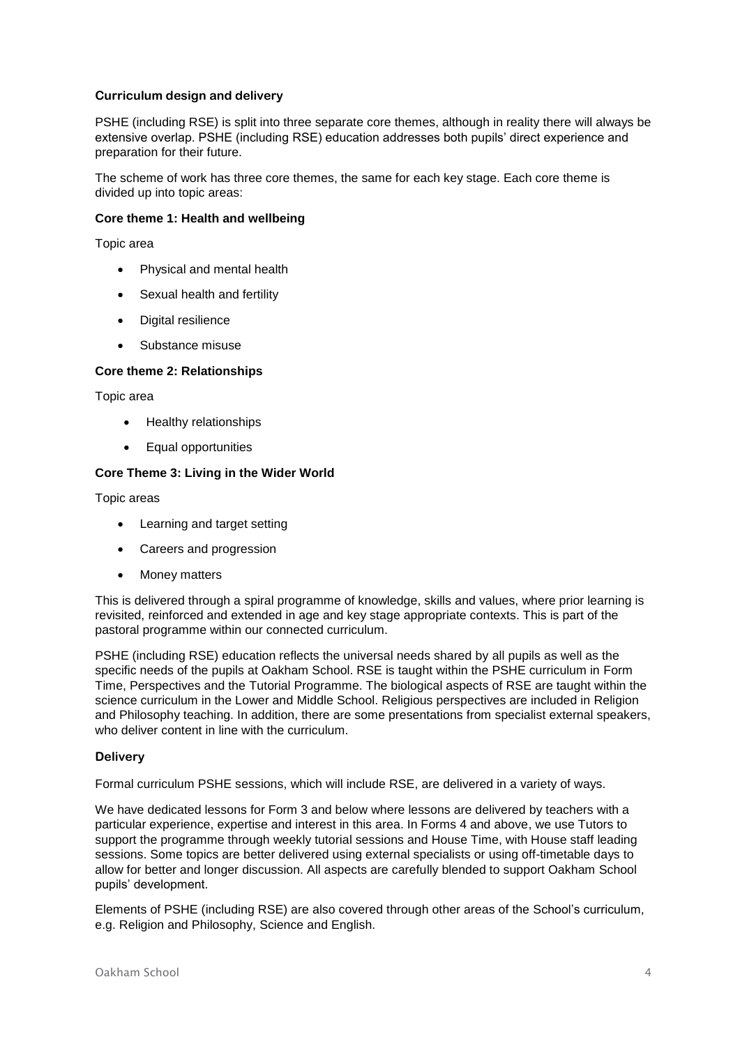## Curriculum design and delivery

PSHE (including RSE) is split into three separate core themes, although in reality there will always be extensive overlap. PSHE (including RSE) education addresses both pupils' direct experience and preparation for their future.

The scheme of work has three core themes, the same for each key stage. Each core theme is divided up into topic areas:

### Core theme 1: Health and wellbeing

Topic area

- Physical and mental health
- Sexual health and fertility
- Digital resilience
- Substance misuse

### Core theme 2: Relationships

Topic area

- Healthy relationships
- Equal opportunities

### Core Theme 3: Living in the Wider World

Topic areas

- Learning and target setting
- Careers and progression
- Money matters

This is delivered through a spiral programme of knowledge, skills and values, where prior learning is revisited, reinforced and extended in age and key stage appropriate contexts. This is part of the pastoral programme within our connected curriculum.

PSHE (including RSE) education reflects the universal needs shared by all pupils as well as the specific needs of the pupils at Oakham School. RSE is taught within the PSHE curriculum in Form Time, Perspectives and the Tutorial Programme. The biological aspects of RSE are taught within the science curriculum in the Lower and Middle School. Religious perspectives are included in Religion and Philosophy teaching. In addition, there are some presentations from specialist external speakers, who deliver content in line with the curriculum.

## Delivery

Formal curriculum PSHE sessions, which will include RSE, are delivered in a variety of ways.

We have dedicated lessons for Form 3 and below where lessons are delivered by teachers with a particular experience, expertise and interest in this area. In Forms 4 and above, we use Tutors to support the programme through weekly tutorial sessions and House Time, with House staff leading sessions. Some topics are better delivered using external specialists or using off-timetable days to allow for better and longer discussion. All aspects are carefully blended to support Oakham School pupils' development.

Elements of PSHE (including RSE) are also covered through other areas of the School's curriculum, e.g. Religion and Philosophy, Science and English.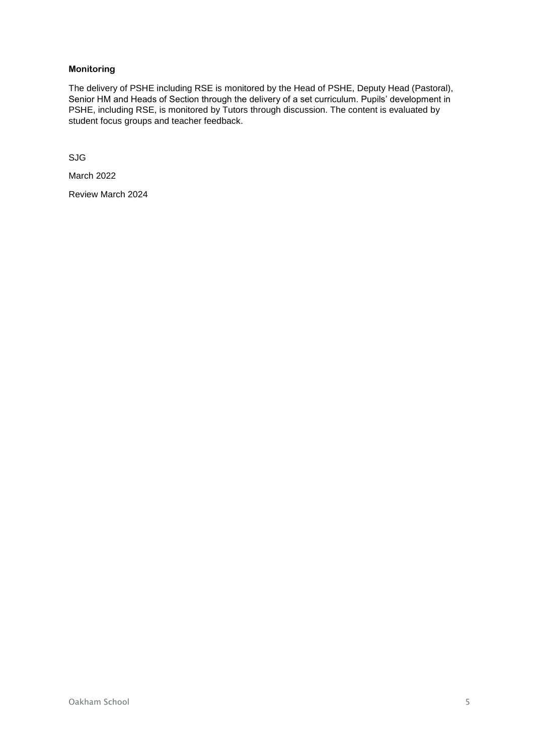**Monitoring**

The delivery of PSHE including RSE is monitored by the Head of PSHE, Deputy Head (Pastoral), Senior HM and Heads of Section through the delivery of a set curriculum. Pupils' development in PSHE, including RSE, is monitored by Tutors through discussion. The content is evaluated by student focus groups and teacher feedback.

SJG

March 2022

Review March 2024